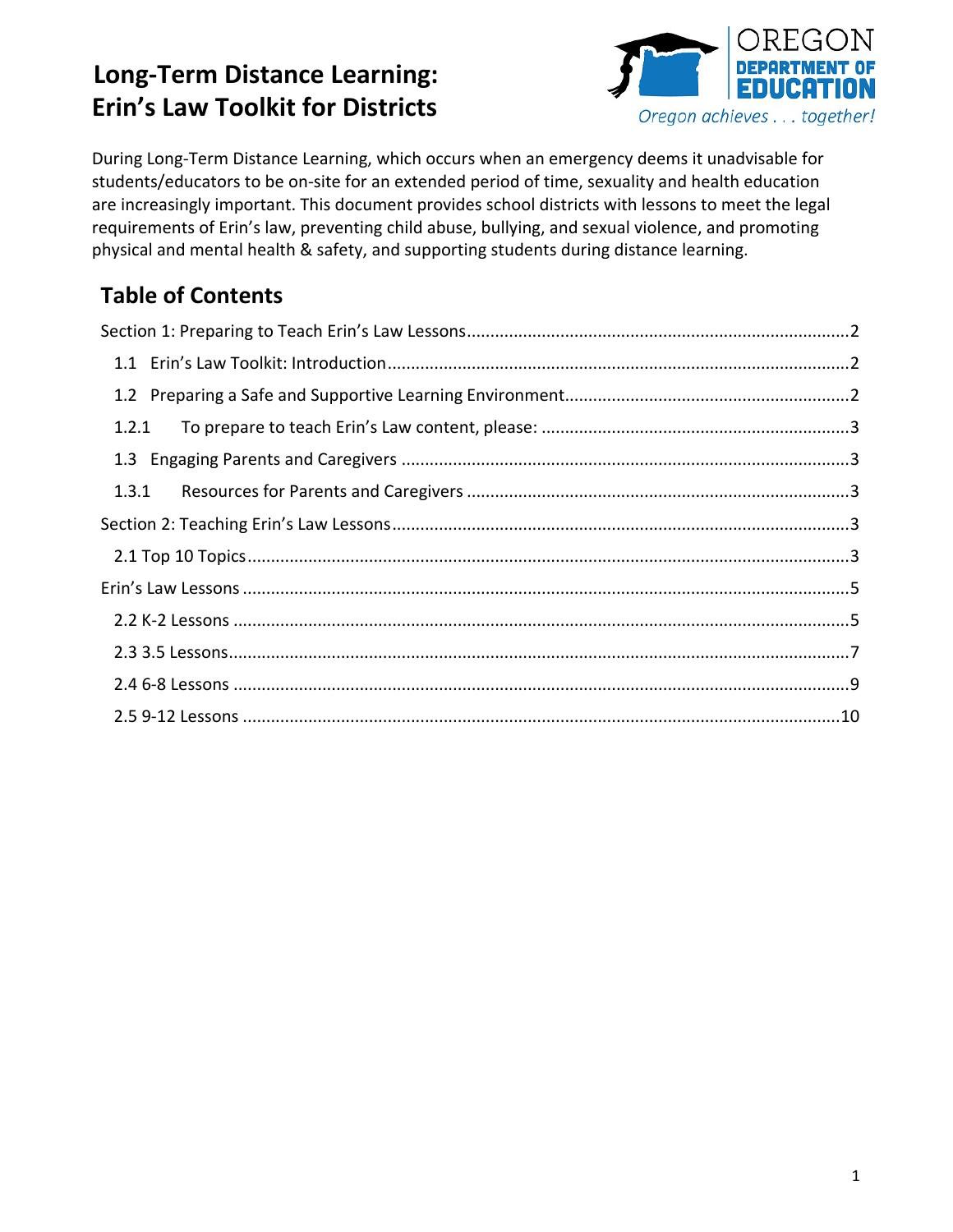# Long-Term Distance Learning: Erin's Law Toolkit for Districts

OREGON DEPARTMENT OF EDUCATION

*Oregon achieves . . . together!*

During Long-Term Distance Learning, which occurs when an emergency deems it unadvisable for students/educators to be on-site for an extended period of time, sexuality and health education are increasingly important. This document provides school districts with lessons to meet the legal requirements of Erin's law, preventing child abuse, bullying, and sexual violence, and promoting physical and mental health & safety, and supporting students during distance learning.

## Table of Contents

- Section 1: Preparing to Teach Erin's Law Lessons .......... 2
  - 1.1 Erin's Law Toolkit: Introduction .......... 2
  - 1.2 Preparing a Safe and Supportive Learning Environment .......... 2
  - 1.2.1 To prepare to teach Erin's Law content, please: .......... 3
  - 1.3 Engaging Parents and Caregivers .......... 3
  - 1.3.1 Resources for Parents and Caregivers .......... 3
- Section 2: Teaching Erin's Law Lessons .......... 3
  - 2.1 Top 10 Topics .......... 3
- Erin's Law Lessons .......... 5
  - 2.2 K-2 Lessons .......... 5
  - 2.3 3.5 Lessons .......... 7
  - 2.4 6-8 Lessons .......... 9
  - 2.5 9-12 Lessons .......... 10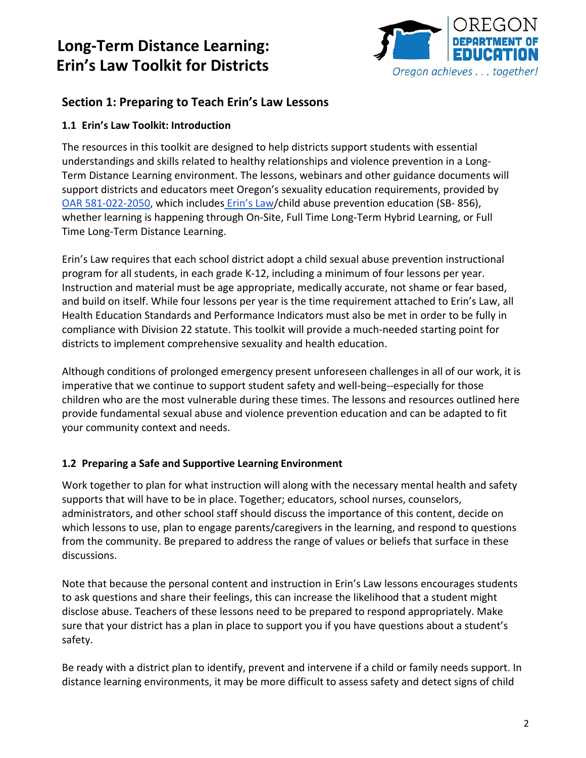# Long-Term Distance Learning: Erin's Law Toolkit for Districts

## Section 1: Preparing to Teach Erin's Law Lessons

### 1.1 Erin's Law Toolkit: Introduction

The resources in this toolkit are designed to help districts support students with essential understandings and skills related to healthy relationships and violence prevention in a Long-Term Distance Learning environment. The lessons, webinars and other guidance documents will support districts and educators meet Oregon's sexuality education requirements, provided by OAR 581-022-2050, which includes Erin's Law/child abuse prevention education (SB- 856), whether learning is happening through On-Site, Full Time Long-Term Hybrid Learning, or Full Time Long-Term Distance Learning.

Erin's Law requires that each school district adopt a child sexual abuse prevention instructional program for all students, in each grade K-12, including a minimum of four lessons per year. Instruction and material must be age appropriate, medically accurate, not shame or fear based, and build on itself. While four lessons per year is the time requirement attached to Erin's Law, all Health Education Standards and Performance Indicators must also be met in order to be fully in compliance with Division 22 statute. This toolkit will provide a much-needed starting point for districts to implement comprehensive sexuality and health education.

Although conditions of prolonged emergency present unforeseen challenges in all of our work, it is imperative that we continue to support student safety and well-being--especially for those children who are the most vulnerable during these times. The lessons and resources outlined here provide fundamental sexual abuse and violence prevention education and can be adapted to fit your community context and needs.

### 1.2 Preparing a Safe and Supportive Learning Environment

Work together to plan for what instruction will along with the necessary mental health and safety supports that will have to be in place. Together; educators, school nurses, counselors, administrators, and other school staff should discuss the importance of this content, decide on which lessons to use, plan to engage parents/caregivers in the learning, and respond to questions from the community. Be prepared to address the range of values or beliefs that surface in these discussions.

Note that because the personal content and instruction in Erin's Law lessons encourages students to ask questions and share their feelings, this can increase the likelihood that a student might disclose abuse. Teachers of these lessons need to be prepared to respond appropriately. Make sure that your district has a plan in place to support you if you have questions about a student's safety.

Be ready with a district plan to identify, prevent and intervene if a child or family needs support. In distance learning environments, it may be more difficult to assess safety and detect signs of child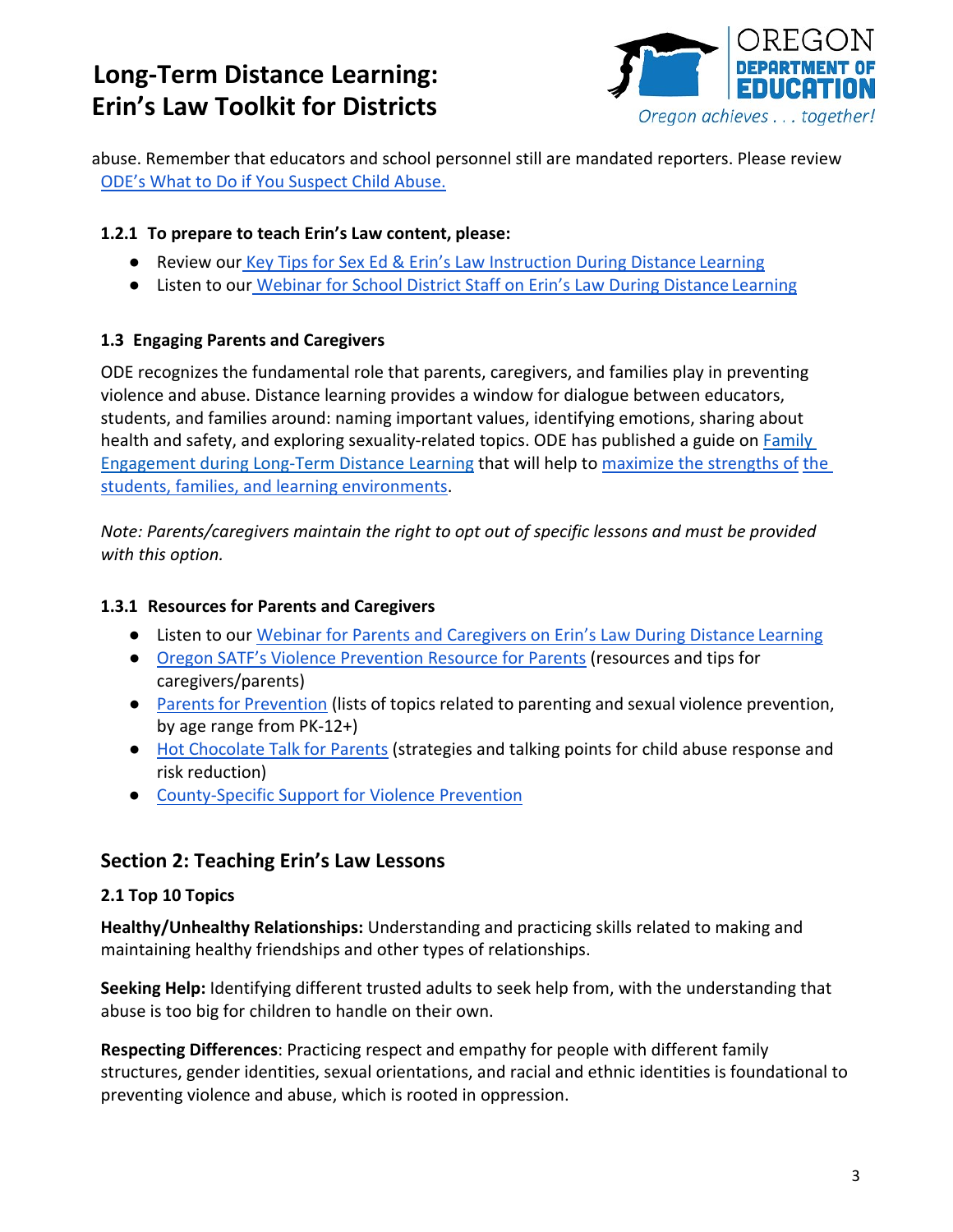abuse. Remember that educators and school personnel still are mandated reporters. Please review ODE's What to Do if You Suspect Child Abuse.

#### 1.2.1 To prepare to teach Erin's Law content, please:

- Review our Key Tips for Sex Ed & Erin's Law Instruction During Distance Learning
- Listen to our Webinar for School District Staff on Erin's Law During Distance Learning

### 1.3 Engaging Parents and Caregivers

ODE recognizes the fundamental role that parents, caregivers, and families play in preventing violence and abuse. Distance learning provides a window for dialogue between educators, students, and families around: naming important values, identifying emotions, sharing about health and safety, and exploring sexuality-related topics. ODE has published a guide on Family Engagement during Long-Term Distance Learning that will help to maximize the strengths of the students, families, and learning environments.

*Note: Parents/caregivers maintain the right to opt out of specific lessons and must be provided with this option.*

#### 1.3.1 Resources for Parents and Caregivers

- Listen to our Webinar for Parents and Caregivers on Erin's Law During Distance Learning
- Oregon SATF's Violence Prevention Resource for Parents (resources and tips for caregivers/parents)
- Parents for Prevention (lists of topics related to parenting and sexual violence prevention, by age range from PK-12+)
- Hot Chocolate Talk for Parents (strategies and talking points for child abuse response and risk reduction)
- County-Specific Support for Violence Prevention

## Section 2: Teaching Erin's Law Lessons

### 2.1 Top 10 Topics

**Healthy/Unhealthy Relationships:** Understanding and practicing skills related to making and maintaining healthy friendships and other types of relationships.

**Seeking Help:** Identifying different trusted adults to seek help from, with the understanding that abuse is too big for children to handle on their own.

**Respecting Differences**: Practicing respect and empathy for people with different family structures, gender identities, sexual orientations, and racial and ethnic identities is foundational to preventing violence and abuse, which is rooted in oppression.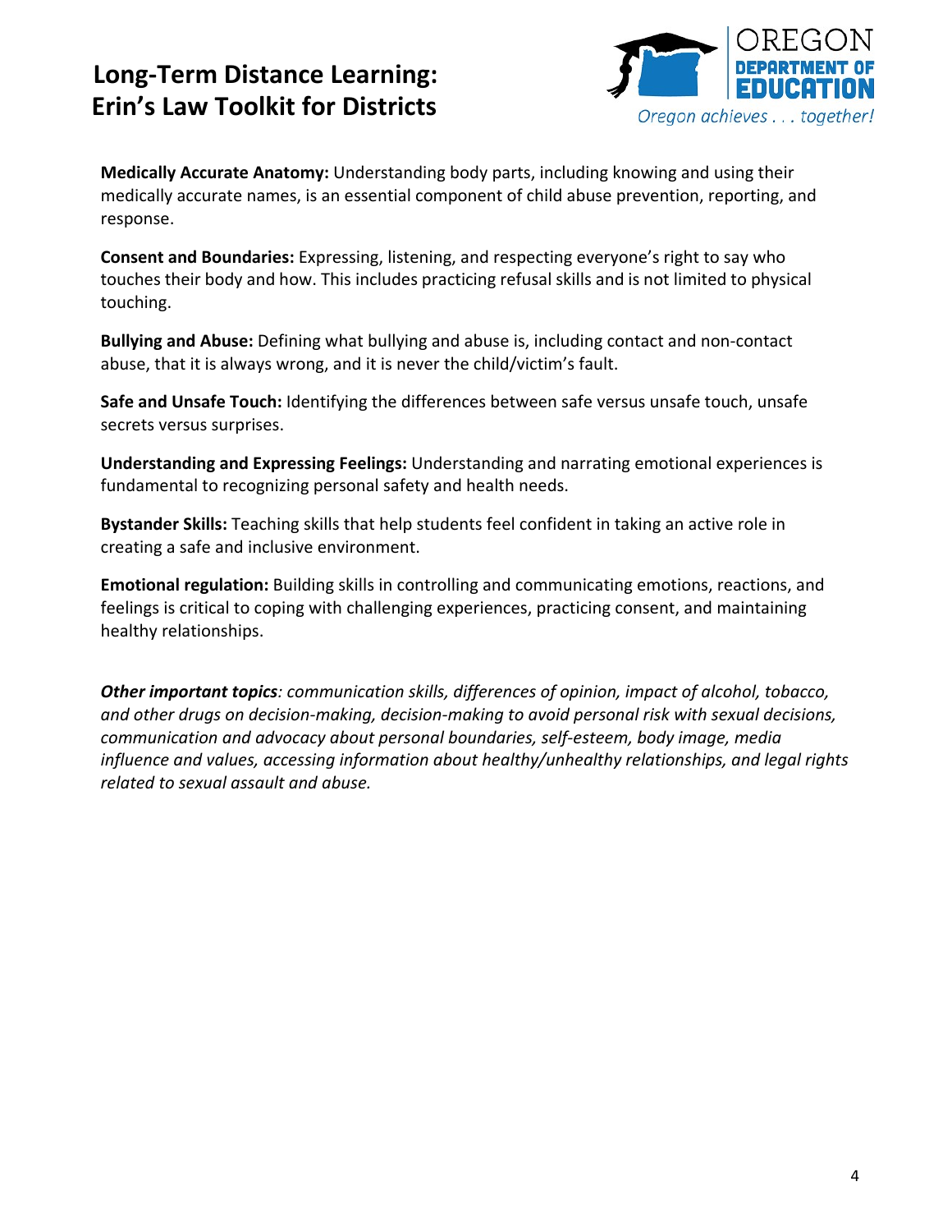**Medically Accurate Anatomy:** Understanding body parts, including knowing and using their medically accurate names, is an essential component of child abuse prevention, reporting, and response.

**Consent and Boundaries:** Expressing, listening, and respecting everyone's right to say who touches their body and how. This includes practicing refusal skills and is not limited to physical touching.

**Bullying and Abuse:** Defining what bullying and abuse is, including contact and non-contact abuse, that it is always wrong, and it is never the child/victim's fault.

**Safe and Unsafe Touch:** Identifying the differences between safe versus unsafe touch, unsafe secrets versus surprises.

**Understanding and Expressing Feelings:** Understanding and narrating emotional experiences is fundamental to recognizing personal safety and health needs.

**Bystander Skills:** Teaching skills that help students feel confident in taking an active role in creating a safe and inclusive environment.

**Emotional regulation:** Building skills in controlling and communicating emotions, reactions, and feelings is critical to coping with challenging experiences, practicing consent, and maintaining healthy relationships.

***Other important topics**: communication skills, differences of opinion, impact of alcohol, tobacco, and other drugs on decision-making, decision-making to avoid personal risk with sexual decisions, communication and advocacy about personal boundaries, self-esteem, body image, media influence and values, accessing information about healthy/unhealthy relationships, and legal rights related to sexual assault and abuse.*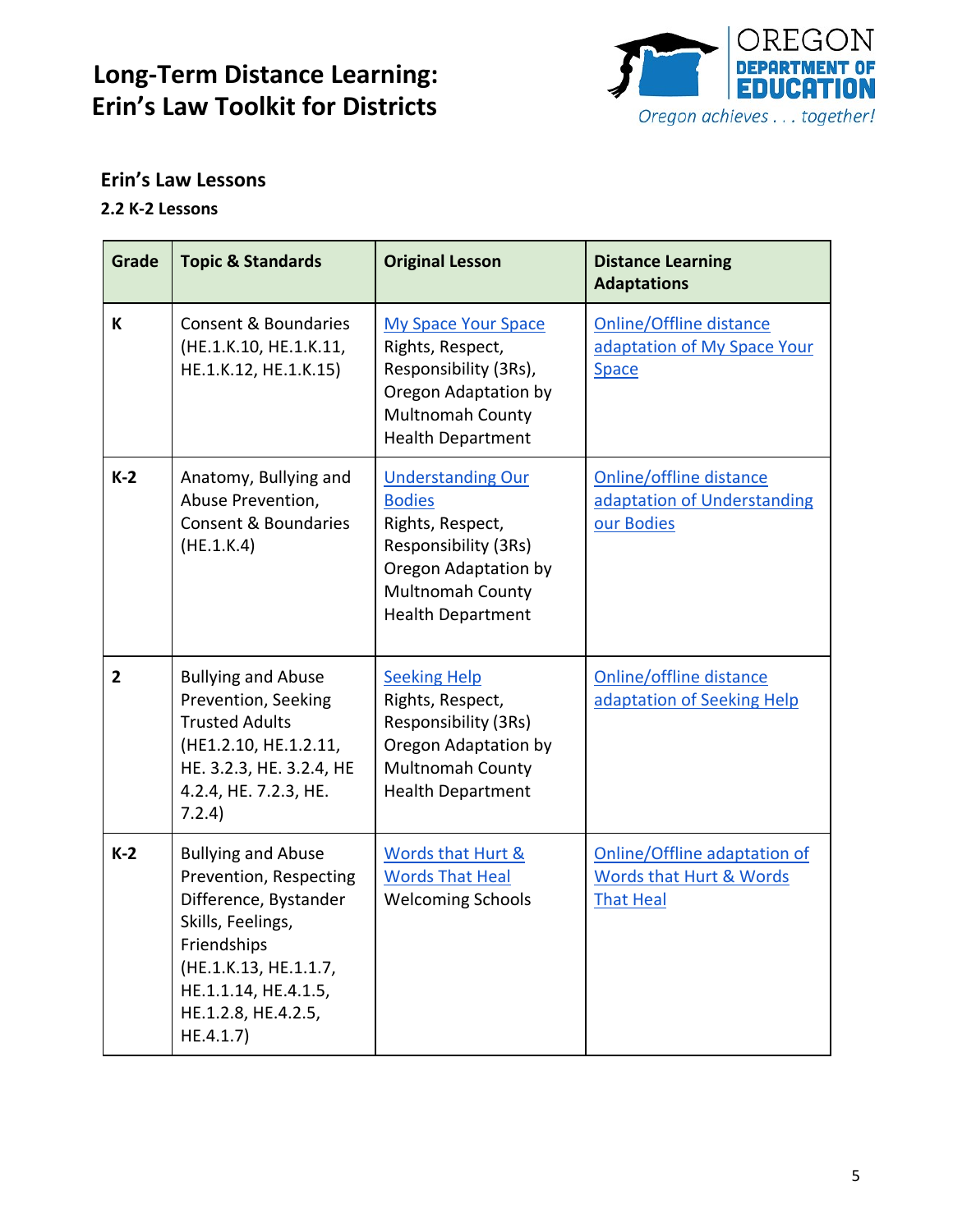## Erin's Law Lessons

### 2.2 K-2 Lessons

| Grade | Topic & Standards | Original Lesson | Distance Learning Adaptations |
|---|---|---|---|
| K | Consent & Boundaries (HE.1.K.10, HE.1.K.11, HE.1.K.12, HE.1.K.15) | My Space Your Space Rights, Respect, Responsibility (3Rs), Oregon Adaptation by Multnomah County Health Department | Online/Offline distance adaptation of My Space Your Space |
| K-2 | Anatomy, Bullying and Abuse Prevention, Consent & Boundaries (HE.1.K.4) | Understanding Our Bodies Rights, Respect, Responsibility (3Rs) Oregon Adaptation by Multnomah County Health Department | Online/offline distance adaptation of Understanding our Bodies |
| 2 | Bullying and Abuse Prevention, Seeking Trusted Adults (HE1.2.10, HE.1.2.11, HE. 3.2.3, HE. 3.2.4, HE 4.2.4, HE. 7.2.3, HE. 7.2.4) | Seeking Help Rights, Respect, Responsibility (3Rs) Oregon Adaptation by Multnomah County Health Department | Online/offline distance adaptation of Seeking Help |
| K-2 | Bullying and Abuse Prevention, Respecting Difference, Bystander Skills, Feelings, Friendships (HE.1.K.13, HE.1.1.7, HE.1.1.14, HE.4.1.5, HE.1.2.8, HE.4.2.5, HE.4.1.7) | Words that Hurt & Words That Heal Welcoming Schools | Online/Offline adaptation of Words that Hurt & Words That Heal |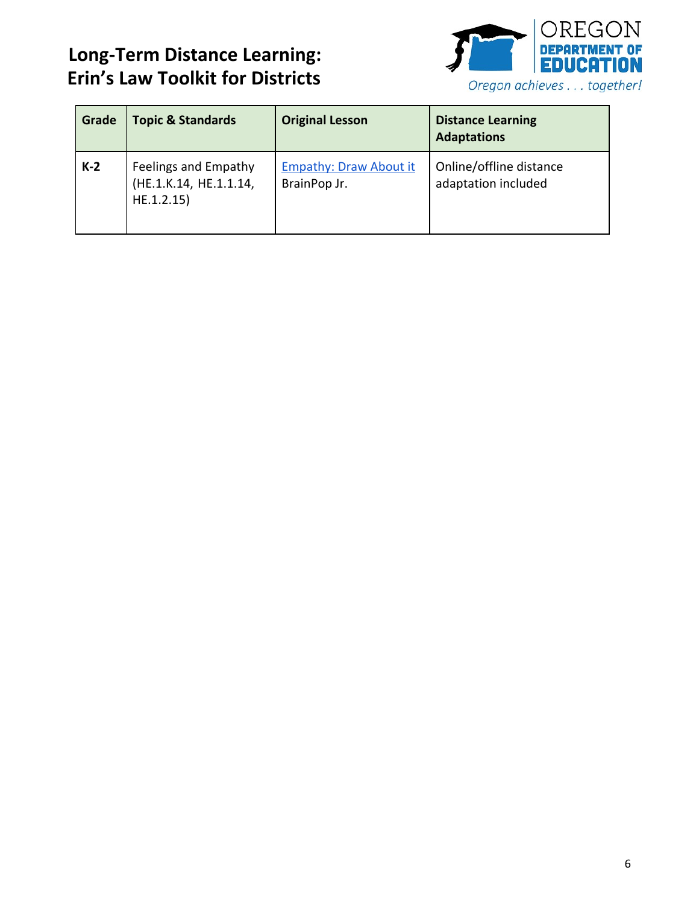| Grade | Topic & Standards | Original Lesson | Distance Learning Adaptations |
| --- | --- | --- | --- |
| **K-2** | Feelings and Empathy (HE.1.K.14, HE.1.1.14, HE.1.2.15) | Empathy: Draw About it BrainPop Jr. | Online/offline distance adaptation included |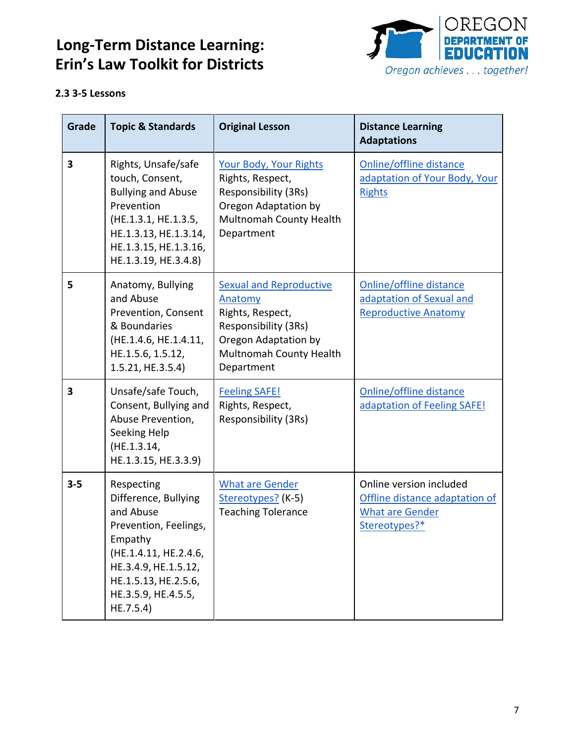# Long-Term Distance Learning: Erin's Law Toolkit for Districts

### 2.3 3-5 Lessons

| Grade | Topic & Standards | Original Lesson | Distance Learning Adaptations |
|---|---|---|---|
| 3 | Rights, Unsafe/safe touch, Consent, Bullying and Abuse Prevention (HE.1.3.1, HE.1.3.5, HE.1.3.13, HE.1.3.14, HE.1.3.15, HE.1.3.16, HE.1.3.19, HE.3.4.8) | Your Body, Your Rights Rights, Respect, Responsibility (3Rs) Oregon Adaptation by Multnomah County Health Department | Online/offline distance adaptation of Your Body, Your Rights |
| 5 | Anatomy, Bullying and Abuse Prevention, Consent & Boundaries (HE.1.4.6, HE.1.4.11, HE.1.5.6, 1.5.12, 1.5.21, HE.3.5.4) | Sexual and Reproductive Anatomy Rights, Respect, Responsibility (3Rs) Oregon Adaptation by Multnomah County Health Department | Online/offline distance adaptation of Sexual and Reproductive Anatomy |
| 3 | Unsafe/safe Touch, Consent, Bullying and Abuse Prevention, Seeking Help (HE.1.3.14, HE.1.3.15, HE.3.3.9) | Feeling SAFE! Rights, Respect, Responsibility (3Rs) | Online/offline distance adaptation of Feeling SAFE! |
| 3-5 | Respecting Difference, Bullying and Abuse Prevention, Feelings, Empathy (HE.1.4.11, HE.2.4.6, HE.3.4.9, HE.1.5.12, HE.1.5.13, HE.2.5.6, HE.3.5.9, HE.4.5.5, HE.7.5.4) | What are Gender Stereotypes? (K-5) Teaching Tolerance | Online version included Offline distance adaptation of What are Gender Stereotypes?* |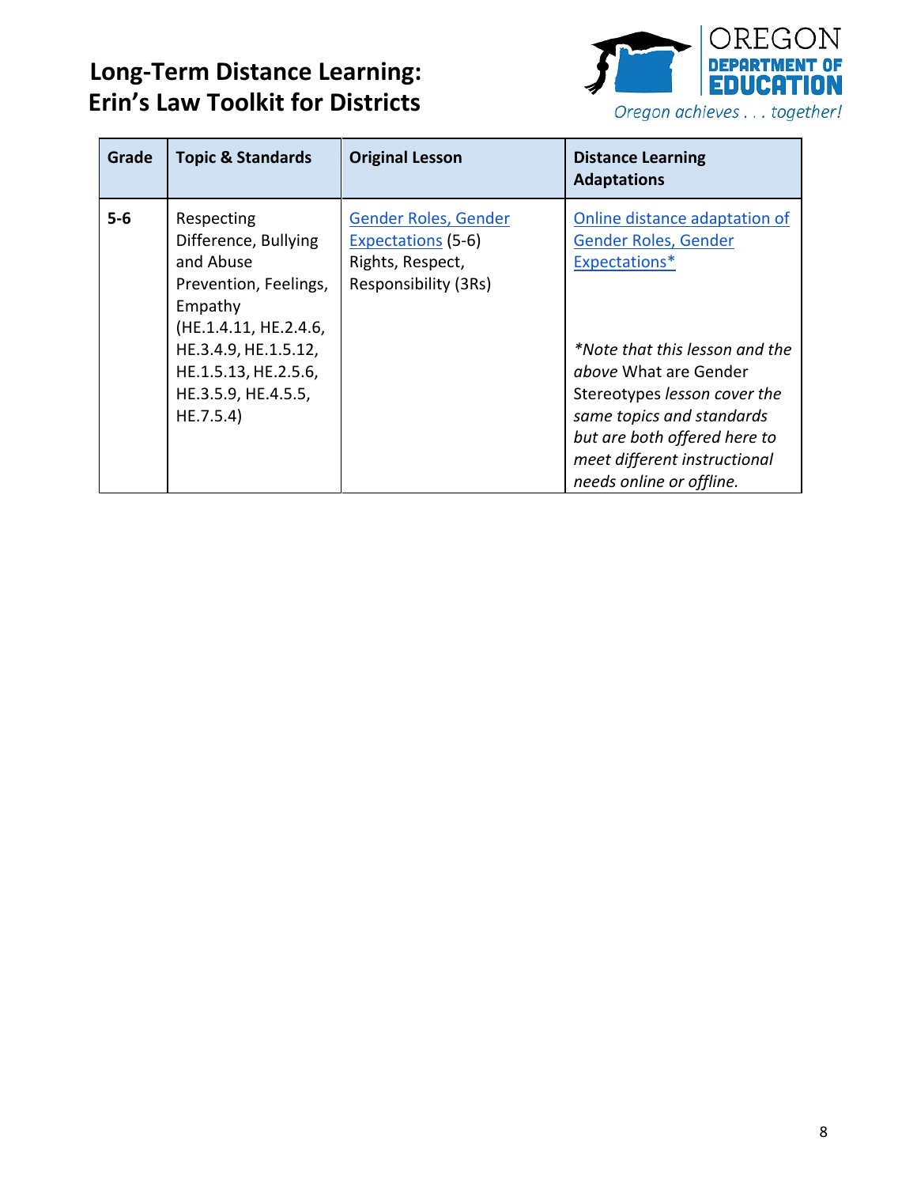# Long-Term Distance Learning: Erin's Law Toolkit for Districts

| Grade | Topic & Standards | Original Lesson | Distance Learning Adaptations |
|---|---|---|---|
| 5-6 | Respecting Difference, Bullying and Abuse Prevention, Feelings, Empathy (HE.1.4.11, HE.2.4.6, HE.3.4.9, HE.1.5.12, HE.1.5.13, HE.2.5.6, HE.3.5.9, HE.4.5.5, HE.7.5.4) | Gender Roles, Gender Expectations (5-6) Rights, Respect, Responsibility (3Rs) | Online distance adaptation of Gender Roles, Gender Expectations* <br><br> *\*Note that this lesson and the above* What are Gender Stereotypes *lesson cover the same topics and standards but are both offered here to meet different instructional needs online or offline.* |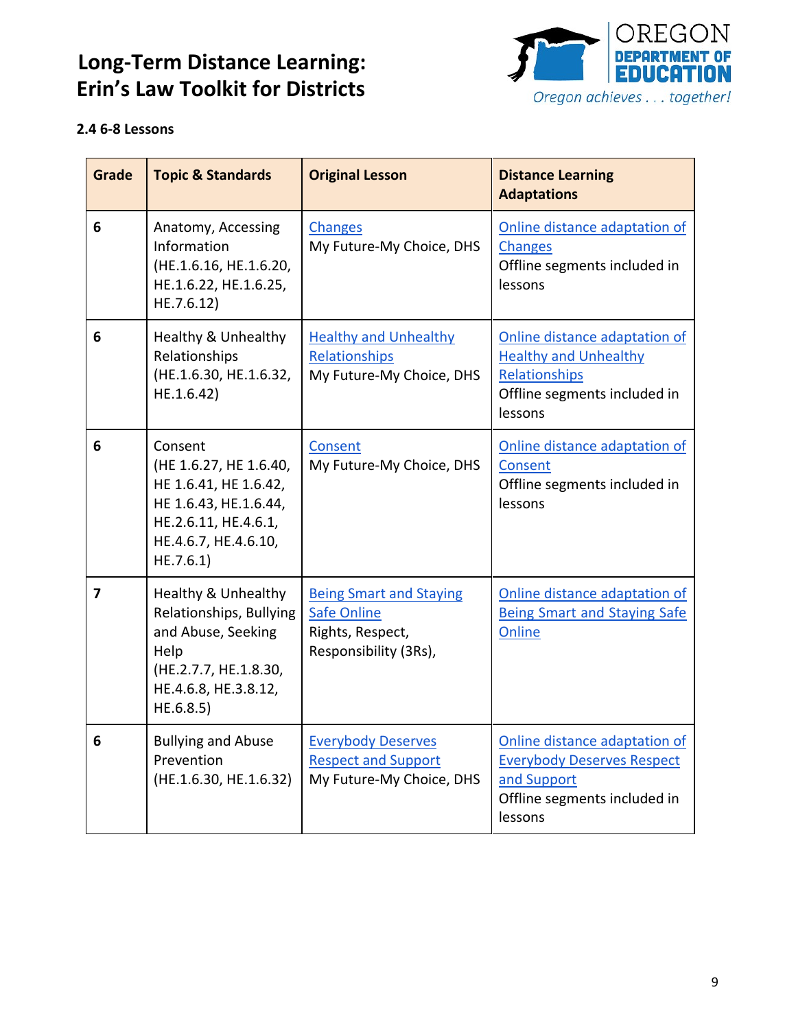# Long-Term Distance Learning: Erin's Law Toolkit for Districts

**2.4 6-8 Lessons**

| Grade | Topic & Standards | Original Lesson | Distance Learning Adaptations |
|---|---|---|---|
| 6 | Anatomy, Accessing Information (HE.1.6.16, HE.1.6.20, HE.1.6.22, HE.1.6.25, HE.7.6.12) | Changes<br>My Future-My Choice, DHS | Online distance adaptation of Changes<br>Offline segments included in lessons |
| 6 | Healthy & Unhealthy Relationships (HE.1.6.30, HE.1.6.32, HE.1.6.42) | Healthy and Unhealthy Relationships<br>My Future-My Choice, DHS | Online distance adaptation of Healthy and Unhealthy Relationships<br>Offline segments included in lessons |
| 6 | Consent (HE 1.6.27, HE 1.6.40, HE 1.6.41, HE 1.6.42, HE 1.6.43, HE.1.6.44, HE.2.6.11, HE.4.6.1, HE.4.6.7, HE.4.6.10, HE.7.6.1) | Consent<br>My Future-My Choice, DHS | Online distance adaptation of Consent<br>Offline segments included in lessons |
| 7 | Healthy & Unhealthy Relationships, Bullying and Abuse, Seeking Help (HE.2.7.7, HE.1.8.30, HE.4.6.8, HE.3.8.12, HE.6.8.5) | Being Smart and Staying Safe Online<br>Rights, Respect, Responsibility (3Rs), | Online distance adaptation of Being Smart and Staying Safe Online |
| 6 | Bullying and Abuse Prevention (HE.1.6.30, HE.1.6.32) | Everybody Deserves Respect and Support<br>My Future-My Choice, DHS | Online distance adaptation of Everybody Deserves Respect and Support<br>Offline segments included in lessons |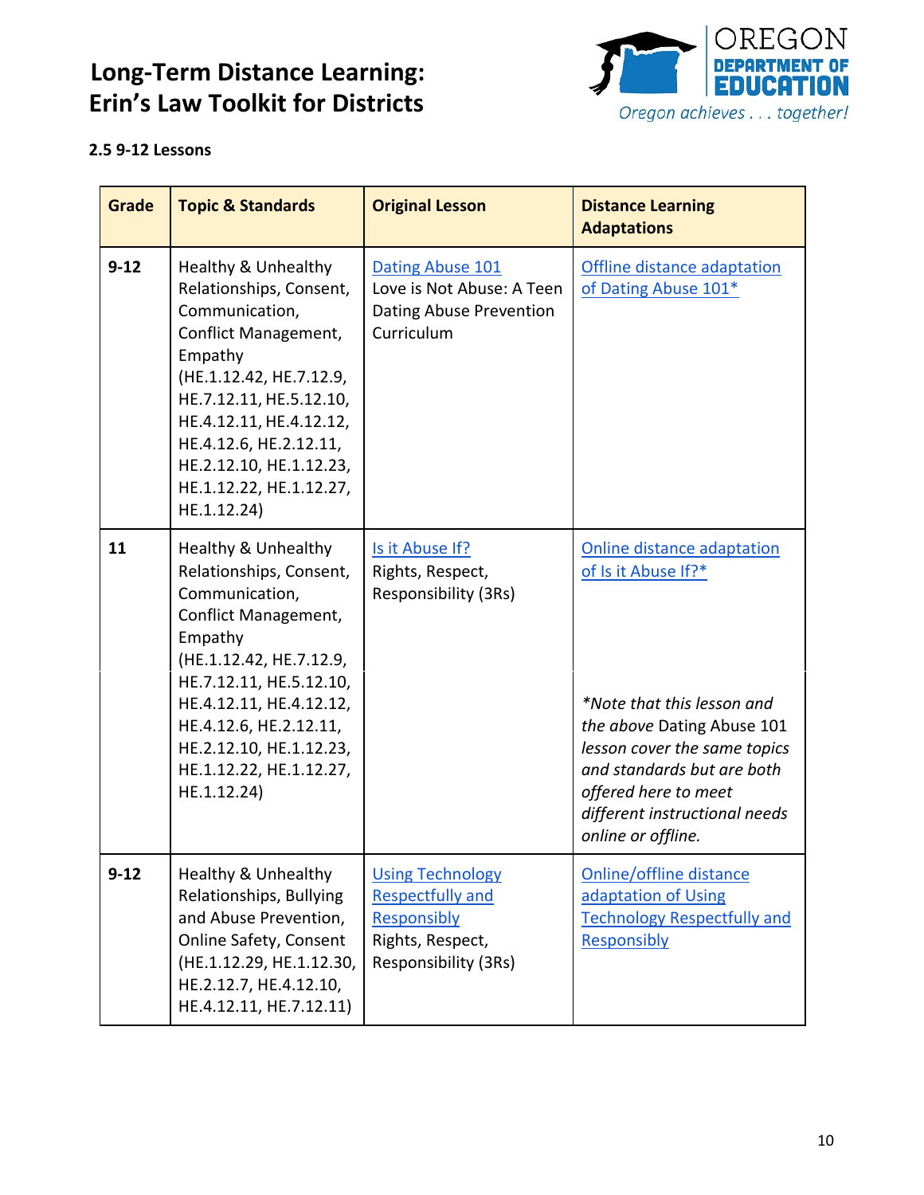# Long-Term Distance Learning: Erin's Law Toolkit for Districts

**2.5 9-12 Lessons**

| Grade | Topic & Standards | Original Lesson | Distance Learning Adaptations |
|---|---|---|---|
| 9-12 | Healthy & Unhealthy Relationships, Consent, Communication, Conflict Management, Empathy (HE.1.12.42, HE.7.12.9, HE.7.12.11, HE.5.12.10, HE.4.12.11, HE.4.12.12, HE.4.12.6, HE.2.12.11, HE.2.12.10, HE.1.12.23, HE.1.12.22, HE.1.12.27, HE.1.12.24) | Dating Abuse 101 Love is Not Abuse: A Teen Dating Abuse Prevention Curriculum | Offline distance adaptation of Dating Abuse 101* |
| 11 | Healthy & Unhealthy Relationships, Consent, Communication, Conflict Management, Empathy (HE.1.12.42, HE.7.12.9, HE.7.12.11, HE.5.12.10, HE.4.12.11, HE.4.12.12, HE.4.12.6, HE.2.12.11, HE.2.12.10, HE.1.12.23, HE.1.12.22, HE.1.12.27, HE.1.12.24) | Is it Abuse If? Rights, Respect, Responsibility (3Rs) | Online distance adaptation of Is it Abuse If?*<br><br>*\*Note that this lesson and the above* Dating Abuse 101 *lesson cover the same topics and standards but are both offered here to meet different instructional needs online or offline.* |
| 9-12 | Healthy & Unhealthy Relationships, Bullying and Abuse Prevention, Online Safety, Consent (HE.1.12.29, HE.1.12.30, HE.2.12.7, HE.4.12.10, HE.4.12.11, HE.7.12.11) | Using Technology Respectfully and Responsibly Rights, Respect, Responsibility (3Rs) | Online/offline distance adaptation of Using Technology Respectfully and Responsibly |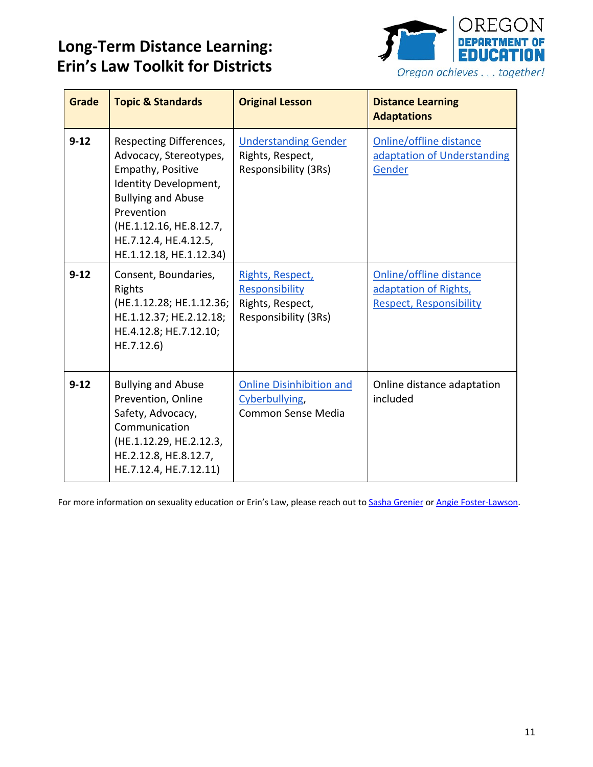# Long-Term Distance Learning: Erin's Law Toolkit for Districts

| Grade | Topic & Standards | Original Lesson | Distance Learning Adaptations |
| --- | --- | --- | --- |
| 9-12 | Respecting Differences, Advocacy, Stereotypes, Empathy, Positive Identity Development, Bullying and Abuse Prevention (HE.1.12.16, HE.8.12.7, HE.7.12.4, HE.4.12.5, HE.1.12.18, HE.1.12.34) | Understanding Gender Rights, Respect, Responsibility (3Rs) | Online/offline distance adaptation of Understanding Gender |
| 9-12 | Consent, Boundaries, Rights (HE.1.12.28; HE.1.12.36; HE.1.12.37; HE.2.12.18; HE.4.12.8; HE.7.12.10; HE.7.12.6) | Rights, Respect, Responsibility Rights, Respect, Responsibility (3Rs) | Online/offline distance adaptation of Rights, Respect, Responsibility |
| 9-12 | Bullying and Abuse Prevention, Online Safety, Advocacy, Communication (HE.1.12.29, HE.2.12.3, HE.2.12.8, HE.8.12.7, HE.7.12.4, HE.7.12.11) | Online Disinhibition and Cyberbullying, Common Sense Media | Online distance adaptation included |

For more information on sexuality education or Erin's Law, please reach out to Sasha Grenier or Angie Foster-Lawson.